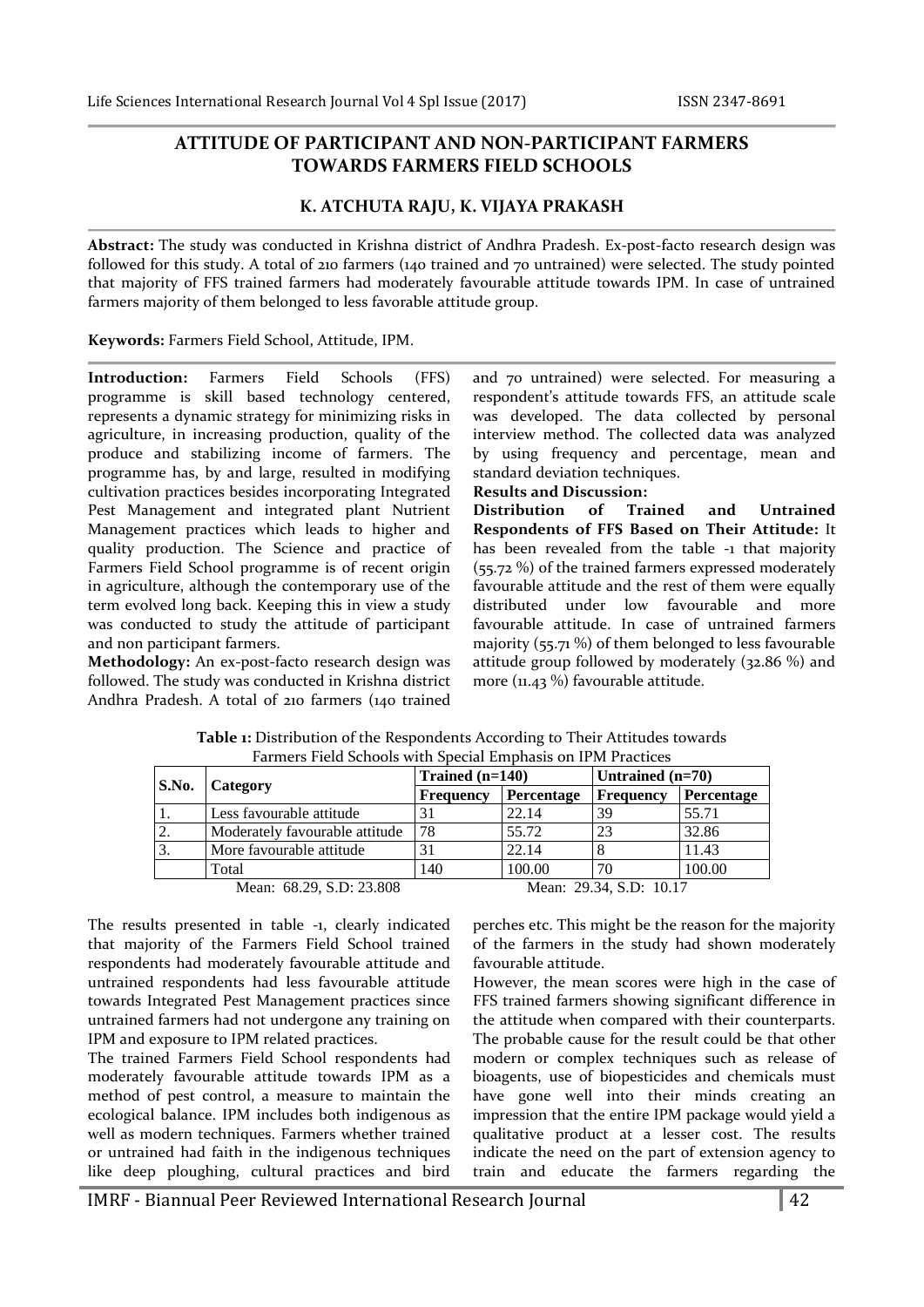# ATTITUDE OF PARTICIPANT AND NON-PARTICIPANT FARMERS TOWARDS FARMERS FIELD SCHOOLS

**K. ATCHUTA RAJU, K. VIJAYA PRAKASH**

**Abstract:** The study was conducted in Krishna district of Andhra Pradesh. Ex-post-facto research design was followed for this study. A total of 210 farmers (140 trained and 70 untrained) were selected. The study pointed that majority of FFS trained farmers had moderately favourable attitude towards IPM. In case of untrained farmers majority of them belonged to less favorable attitude group.

**Keywords:** Farmers Field School, Attitude, IPM.

**Introduction:** Farmers Field Schools (FFS) programme is skill based technology centered, represents a dynamic strategy for minimizing risks in agriculture, in increasing production, quality of the produce and stabilizing income of farmers. The programme has, by and large, resulted in modifying cultivation practices besides incorporating Integrated Pest Management and integrated plant Nutrient Management practices which leads to higher and quality production. The Science and practice of Farmers Field School programme is of recent origin in agriculture, although the contemporary use of the term evolved long back. Keeping this in view a study was conducted to study the attitude of participant and non participant farmers.

**Methodology:** An ex-post-facto research design was followed. The study was conducted in Krishna district Andhra Pradesh. A total of 210 farmers (140 trained and 70 untrained) were selected. For measuring a respondent's attitude towards FFS, an attitude scale was developed. The data collected by personal interview method. The collected data was analyzed by using frequency and percentage, mean and standard deviation techniques.

**Results and Discussion:**

**Distribution of Trained and Untrained Respondents of FFS Based on Their Attitude:** It has been revealed from the table -1 that majority (55.72 %) of the trained farmers expressed moderately favourable attitude and the rest of them were equally distributed under low favourable and more favourable attitude. In case of untrained farmers majority (55.71 %) of them belonged to less favourable attitude group followed by moderately (32.86 %) and more (11.43 %) favourable attitude.

**Table 1:** Distribution of the Respondents According to Their Attitudes towards Farmers Field Schools with Special Emphasis on IPM Practices

| S.No. | Category | Trained (n=140) | | Untrained (n=70) | |
|---|---|---|---|---|---|
| | | Frequency | Percentage | Frequency | Percentage |
| 1. | Less favourable attitude | 31 | 22.14 | 39 | 55.71 |
| 2. | Moderately favourable attitude | 78 | 55.72 | 23 | 32.86 |
| 3. | More favourable attitude | 31 | 22.14 | 8 | 11.43 |
| | Total | 140 | 100.00 | 70 | 100.00 |
| | | Mean: 68.29, S.D: 23.808 | | Mean: 29.34, S.D: 10.17 | |

The results presented in table -1, clearly indicated that majority of the Farmers Field School trained respondents had moderately favourable attitude and untrained respondents had less favourable attitude towards Integrated Pest Management practices since untrained farmers had not undergone any training on IPM and exposure to IPM related practices.

The trained Farmers Field School respondents had moderately favourable attitude towards IPM as a method of pest control, a measure to maintain the ecological balance. IPM includes both indigenous as well as modern techniques. Farmers whether trained or untrained had faith in the indigenous techniques like deep ploughing, cultural practices and bird perches etc. This might be the reason for the majority of the farmers in the study had shown moderately favourable attitude.

However, the mean scores were high in the case of FFS trained farmers showing significant difference in the attitude when compared with their counterparts. The probable cause for the result could be that other modern or complex techniques such as release of bioagents, use of biopesticides and chemicals must have gone well into their minds creating an impression that the entire IPM package would yield a qualitative product at a lesser cost. The results indicate the need on the part of extension agency to train and educate the farmers regarding the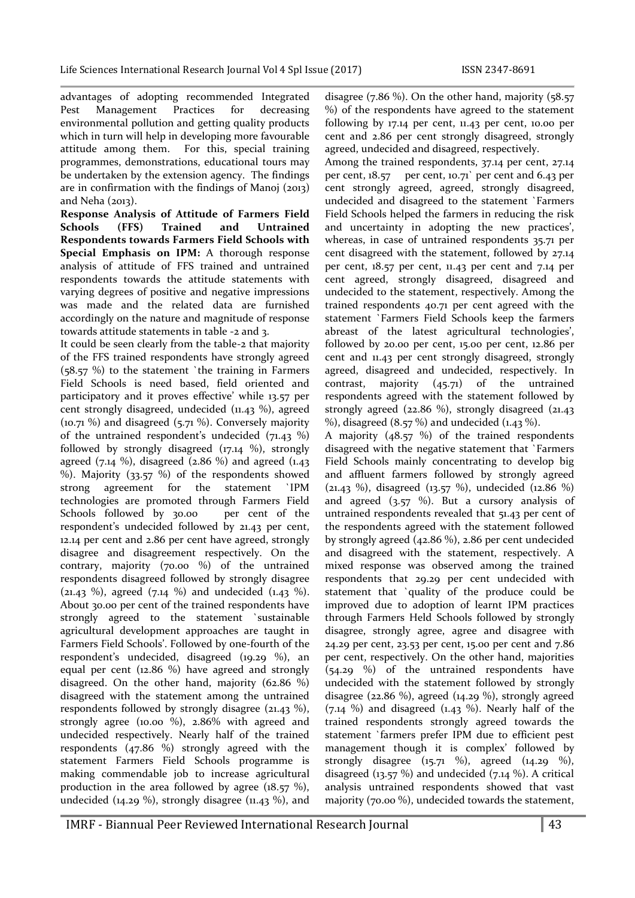advantages of adopting recommended Integrated Pest Management Practices for decreasing environmental pollution and getting quality products which in turn will help in developing more favourable attitude among them. For this, special training programmes, demonstrations, educational tours may be undertaken by the extension agency. The findings are in confirmation with the findings of Manoj (2013) and Neha (2013).

**Response Analysis of Attitude of Farmers Field Schools (FFS) Trained and Untrained Respondents towards Farmers Field Schools with Special Emphasis on IPM:** A thorough response analysis of attitude of FFS trained and untrained respondents towards the attitude statements with varying degrees of positive and negative impressions was made and the related data are furnished accordingly on the nature and magnitude of response towards attitude statements in table -2 and 3.

It could be seen clearly from the table-2 that majority of the FFS trained respondents have strongly agreed (58.57 %) to the statement `the training in Farmers Field Schools is need based, field oriented and participatory and it proves effective' while 13.57 per cent strongly disagreed, undecided (11.43 %), agreed (10.71 %) and disagreed (5.71 %). Conversely majority of the untrained respondent's undecided (71.43 %) followed by strongly disagreed (17.14 %), strongly agreed (7.14 %), disagreed (2.86 %) and agreed (1.43 %). Majority (33.57 %) of the respondents showed strong agreement for the statement `IPM technologies are promoted through Farmers Field Schools followed by 30.00 per cent of the respondent's undecided followed by 21.43 per cent, 12.14 per cent and 2.86 per cent have agreed, strongly disagree and disagreement respectively. On the contrary, majority (70.00 %) of the untrained respondents disagreed followed by strongly disagree (21.43 %), agreed (7.14 %) and undecided (1.43 %). About 30.00 per cent of the trained respondents have strongly agreed to the statement `sustainable agricultural development approaches are taught in Farmers Field Schools'. Followed by one-fourth of the respondent's undecided, disagreed (19.29 %), an equal per cent (12.86 %) have agreed and strongly disagreed. On the other hand, majority (62.86 %) disagreed with the statement among the untrained respondents followed by strongly disagree (21.43 %), strongly agree (10.00 %), 2.86% with agreed and undecided respectively. Nearly half of the trained respondents (47.86 %) strongly agreed with the statement Farmers Field Schools programme is making commendable job to increase agricultural production in the area followed by agree (18.57 %), undecided (14.29 %), strongly disagree (11.43 %), and disagree (7.86 %). On the other hand, majority (58.57 %) of the respondents have agreed to the statement following by 17.14 per cent, 11.43 per cent, 10.00 per cent and 2.86 per cent strongly disagreed, strongly agreed, undecided and disagreed, respectively.

Among the trained respondents, 37.14 per cent, 27.14 per cent, 18.57 per cent, 10.71` per cent and 6.43 per cent strongly agreed, agreed, strongly disagreed, undecided and disagreed to the statement `Farmers Field Schools helped the farmers in reducing the risk and uncertainty in adopting the new practices', whereas, in case of untrained respondents 35.71 per cent disagreed with the statement, followed by 27.14 per cent, 18.57 per cent, 11.43 per cent and 7.14 per cent agreed, strongly disagreed, disagreed and undecided to the statement, respectively. Among the trained respondents 40.71 per cent agreed with the statement `Farmers Field Schools keep the farmers abreast of the latest agricultural technologies', followed by 20.00 per cent, 15.00 per cent, 12.86 per cent and 11.43 per cent strongly disagreed, strongly agreed, disagreed and undecided, respectively. In contrast, majority (45.71) of the untrained respondents agreed with the statement followed by strongly agreed (22.86 %), strongly disagreed (21.43 %), disagreed (8.57 %) and undecided (1.43 %).

A majority (48.57 %) of the trained respondents disagreed with the negative statement that `Farmers Field Schools mainly concentrating to develop big and affluent farmers followed by strongly agreed (21.43 %), disagreed (13.57 %), undecided (12.86 %) and agreed (3.57 %). But a cursory analysis of untrained respondents revealed that 51.43 per cent of the respondents agreed with the statement followed by strongly agreed (42.86 %), 2.86 per cent undecided and disagreed with the statement, respectively. A mixed response was observed among the trained respondents that 29.29 per cent undecided with statement that `quality of the produce could be improved due to adoption of learnt IPM practices through Farmers Held Schools followed by strongly disagree, strongly agree, agree and disagree with 24.29 per cent, 23.53 per cent, 15.00 per cent and 7.86 per cent, respectively. On the other hand, majorities (54.29 %) of the untrained respondents have undecided with the statement followed by strongly disagree (22.86 %), agreed (14.29 %), strongly agreed (7.14 %) and disagreed (1.43 %). Nearly half of the trained respondents strongly agreed towards the statement `farmers prefer IPM due to efficient pest management though it is complex' followed by strongly disagree (15.71 %), agreed (14.29 %), disagreed (13.57 %) and undecided (7.14 %). A critical analysis untrained respondents showed that vast majority (70.00 %), undecided towards the statement,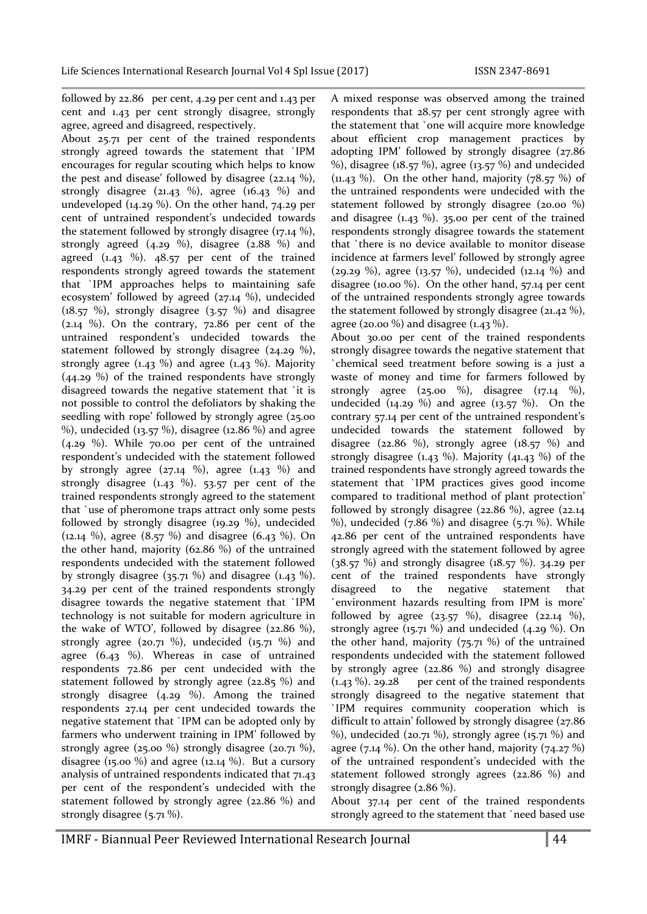followed by 22.86 per cent, 4.29 per cent and 1.43 per cent and 1.43 per cent strongly disagree, strongly agree, agreed and disagreed, respectively.

About 25.71 per cent of the trained respondents strongly agreed towards the statement that `IPM encourages for regular scouting which helps to know the pest and disease' followed by disagree (22.14 %), strongly disagree (21.43 %), agree (16.43 %) and undeveloped (14.29 %). On the other hand, 74.29 per cent of untrained respondent's undecided towards the statement followed by strongly disagree (17.14 %), strongly agreed (4.29 %), disagree (2.88 %) and agreed (1.43 %). 48.57 per cent of the trained respondents strongly agreed towards the statement that `IPM approaches helps to maintaining safe ecosystem' followed by agreed (27.14 %), undecided (18.57 %), strongly disagree (3.57 %) and disagree (2.14 %). On the contrary, 72.86 per cent of the untrained respondent's undecided towards the statement followed by strongly disagree (24.29 %), strongly agree (1.43 %) and agree (1.43 %). Majority (44.29 %) of the trained respondents have strongly disagreed towards the negative statement that `it is not possible to control the defoliators by shaking the seedling with rope' followed by strongly agree (25.00 %), undecided (13.57 %), disagree (12.86 %) and agree (4.29 %). While 70.00 per cent of the untrained respondent's undecided with the statement followed by strongly agree (27.14 %), agree (1.43 %) and strongly disagree (1.43 %). 53.57 per cent of the trained respondents strongly agreed to the statement that `use of pheromone traps attract only some pests followed by strongly disagree (19.29 %), undecided (12.14 %), agree (8.57 %) and disagree (6.43 %). On the other hand, majority (62.86 %) of the untrained respondents undecided with the statement followed by strongly disagree (35.71 %) and disagree (1.43 %). 34.29 per cent of the trained respondents strongly disagree towards the negative statement that `IPM technology is not suitable for modern agriculture in the wake of WTO', followed by disagree (22.86 %), strongly agree (20.71 %), undecided (15.71 %) and agree (6.43 %). Whereas in case of untrained respondents 72.86 per cent undecided with the statement followed by strongly agree (22.85 %) and strongly disagree (4.29 %). Among the trained respondents 27.14 per cent undecided towards the negative statement that `IPM can be adopted only by farmers who underwent training in IPM' followed by strongly agree (25.00 %) strongly disagree (20.71 %), disagree (15.00 %) and agree (12.14 %). But a cursory analysis of untrained respondents indicated that 71.43 per cent of the respondent's undecided with the statement followed by strongly agree (22.86 %) and strongly disagree (5.71 %).

A mixed response was observed among the trained respondents that 28.57 per cent strongly agree with the statement that `one will acquire more knowledge about efficient crop management practices by adopting IPM' followed by strongly disagree (27.86 %), disagree (18.57 %), agree (13.57 %) and undecided (11.43 %). On the other hand, majority (78.57 %) of the untrained respondents were undecided with the statement followed by strongly disagree (20.00 %) and disagree (1.43 %). 35.00 per cent of the trained respondents strongly disagree towards the statement that `there is no device available to monitor disease incidence at farmers level' followed by strongly agree (29.29 %), agree (13.57 %), undecided (12.14 %) and disagree (10.00 %). On the other hand, 57.14 per cent of the untrained respondents strongly agree towards the statement followed by strongly disagree (21.42 %), agree (20.00 %) and disagree (1.43 %).

About 30.00 per cent of the trained respondents strongly disagree towards the negative statement that `chemical seed treatment before sowing is a just a waste of money and time for farmers followed by strongly agree (25.00 %), disagree (17.14 %), undecided (14.29 %) and agree (13.57 %). On the contrary 57.14 per cent of the untrained respondent's undecided towards the statement followed by disagree (22.86 %), strongly agree (18.57 %) and strongly disagree (1.43 %). Majority (41.43 %) of the trained respondents have strongly agreed towards the statement that `IPM practices gives good income compared to traditional method of plant protection' followed by strongly disagree (22.86 %), agree (22.14 %), undecided (7.86 %) and disagree (5.71 %). While 42.86 per cent of the untrained respondents have strongly agreed with the statement followed by agree (38.57 %) and strongly disagree (18.57 %). 34.29 per cent of the trained respondents have strongly disagreed to the negative statement that `environment hazards resulting from IPM is more' followed by agree (23.57 %), disagree (22.14 %), strongly agree (15.71 %) and undecided (4.29 %). On the other hand, majority (75.71 %) of the untrained respondents undecided with the statement followed by strongly agree (22.86 %) and strongly disagree (1.43 %). 29.28 per cent of the trained respondents strongly disagreed to the negative statement that `IPM requires community cooperation which is difficult to attain' followed by strongly disagree (27.86 %), undecided (20.71 %), strongly agree (15.71 %) and agree (7.14 %). On the other hand, majority (74.27 %) of the untrained respondent's undecided with the statement followed strongly agrees (22.86 %) and strongly disagree (2.86 %).

About 37.14 per cent of the trained respondents strongly agreed to the statement that `need based use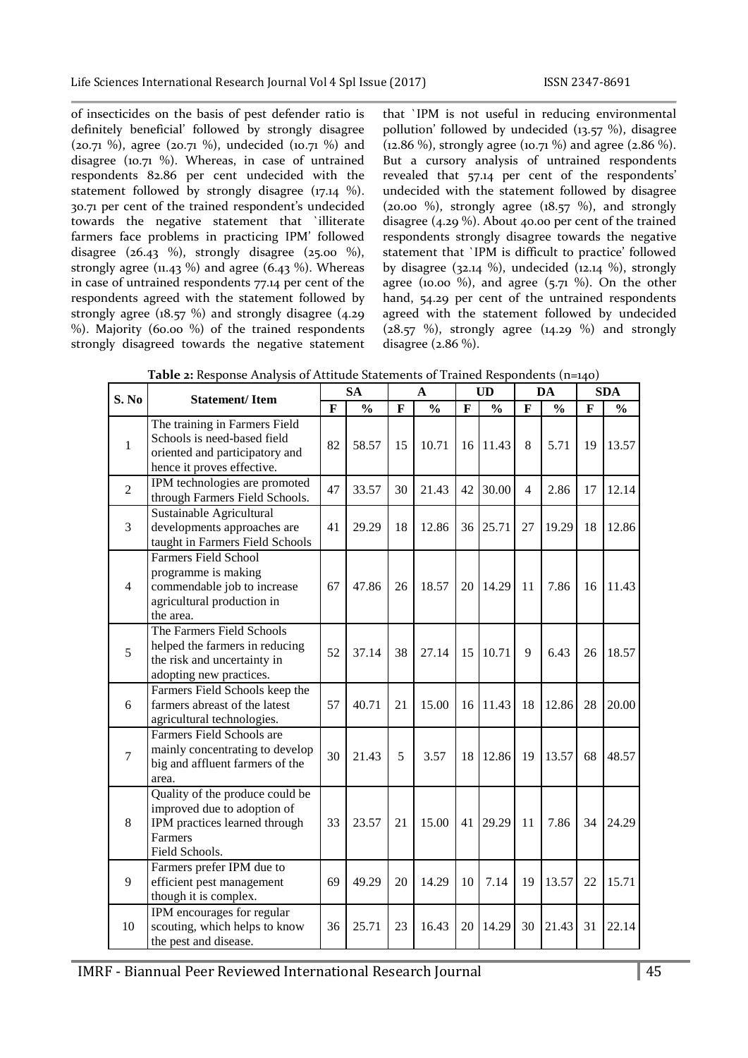of insecticides on the basis of pest defender ratio is definitely beneficial' followed by strongly disagree (20.71 %), agree (20.71 %), undecided (10.71 %) and disagree (10.71 %). Whereas, in case of untrained respondents 82.86 per cent undecided with the statement followed by strongly disagree (17.14 %). 30.71 per cent of the trained respondent's undecided towards the negative statement that `illiterate farmers face problems in practicing IPM' followed disagree (26.43 %), strongly disagree (25.00 %), strongly agree (11.43 %) and agree (6.43 %). Whereas in case of untrained respondents 77.14 per cent of the respondents agreed with the statement followed by strongly agree (18.57 %) and strongly disagree (4.29 %). Majority (60.00 %) of the trained respondents strongly disagreed towards the negative statement that `IPM is not useful in reducing environmental pollution' followed by undecided (13.57 %), disagree (12.86 %), strongly agree (10.71 %) and agree (2.86 %). But a cursory analysis of untrained respondents revealed that 57.14 per cent of the respondents' undecided with the statement followed by disagree (20.00 %), strongly agree (18.57 %), and strongly disagree (4.29 %). About 40.00 per cent of the trained respondents strongly disagree towards the negative statement that `IPM is difficult to practice' followed by disagree (32.14 %), undecided (12.14 %), strongly agree (10.00 %), and agree (5.71 %). On the other hand, 54.29 per cent of the untrained respondents agreed with the statement followed by undecided (28.57 %), strongly agree (14.29 %) and strongly disagree (2.86 %).

**Table 2:** Response Analysis of Attitude Statements of Trained Respondents (n=140)

| S. No | Statement/ Item | SA | | A | | UD | | DA | | SDA | |
|---|---|---|---|---|---|---|---|---|---|---|---|
| | | F | % | F | % | F | % | F | % | F | % |
| 1 | The training in Farmers Field Schools is need-based field oriented and participatory and hence it proves effective. | 82 | 58.57 | 15 | 10.71 | 16 | 11.43 | 8 | 5.71 | 19 | 13.57 |
| 2 | IPM technologies are promoted through Farmers Field Schools. | 47 | 33.57 | 30 | 21.43 | 42 | 30.00 | 4 | 2.86 | 17 | 12.14 |
| 3 | Sustainable Agricultural developments approaches are taught in Farmers Field Schools | 41 | 29.29 | 18 | 12.86 | 36 | 25.71 | 27 | 19.29 | 18 | 12.86 |
| 4 | Farmers Field School programme is making commendable job to increase agricultural production in the area. | 67 | 47.86 | 26 | 18.57 | 20 | 14.29 | 11 | 7.86 | 16 | 11.43 |
| 5 | The Farmers Field Schools helped the farmers in reducing the risk and uncertainty in adopting new practices. | 52 | 37.14 | 38 | 27.14 | 15 | 10.71 | 9 | 6.43 | 26 | 18.57 |
| 6 | Farmers Field Schools keep the farmers abreast of the latest agricultural technologies. | 57 | 40.71 | 21 | 15.00 | 16 | 11.43 | 18 | 12.86 | 28 | 20.00 |
| 7 | Farmers Field Schools are mainly concentrating to develop big and affluent farmers of the area. | 30 | 21.43 | 5 | 3.57 | 18 | 12.86 | 19 | 13.57 | 68 | 48.57 |
| 8 | Quality of the produce could be improved due to adoption of IPM practices learned through Farmers Field Schools. | 33 | 23.57 | 21 | 15.00 | 41 | 29.29 | 11 | 7.86 | 34 | 24.29 |
| 9 | Farmers prefer IPM due to efficient pest management though it is complex. | 69 | 49.29 | 20 | 14.29 | 10 | 7.14 | 19 | 13.57 | 22 | 15.71 |
| 10 | IPM encourages for regular scouting, which helps to know the pest and disease. | 36 | 25.71 | 23 | 16.43 | 20 | 14.29 | 30 | 21.43 | 31 | 22.14 |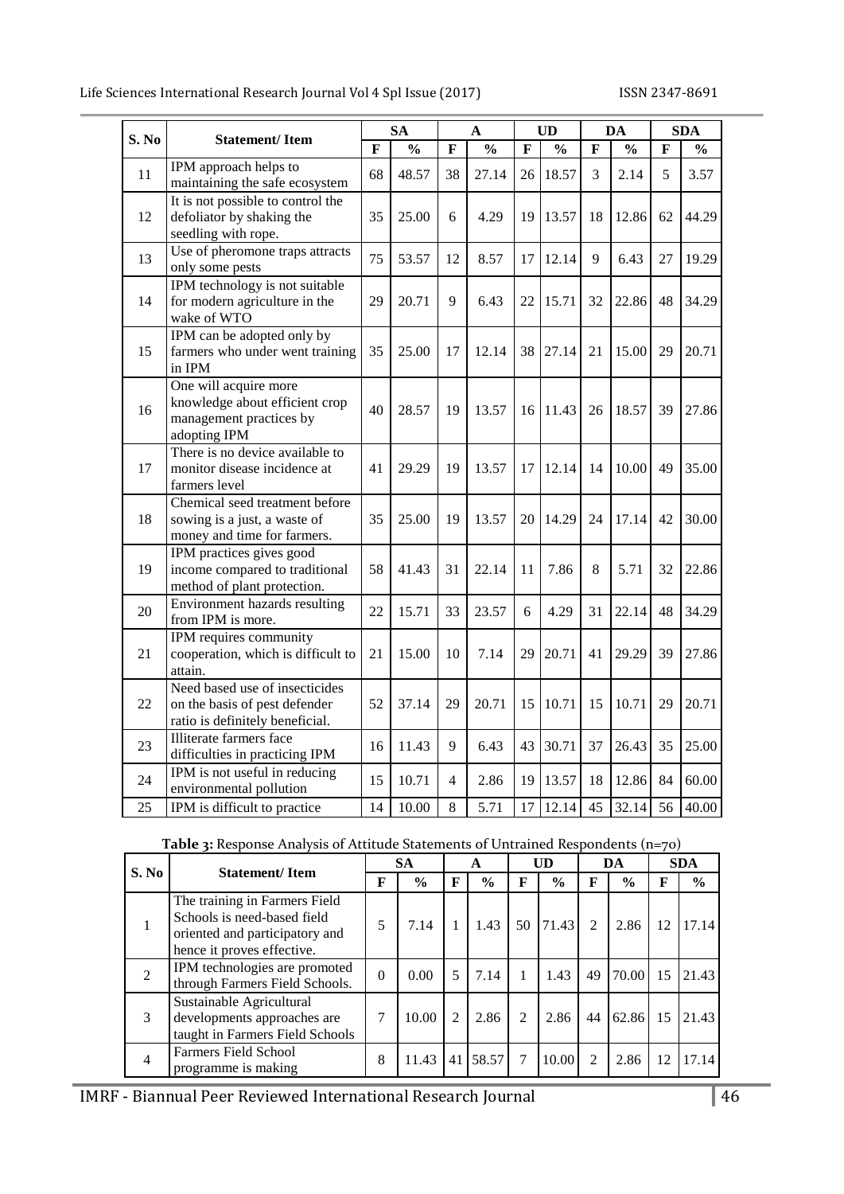| S. No | Statement/ Item | SA | | A | | UD | | DA | | SDA | |
|---|---|---|---|---|---|---|---|---|---|---|---|
| | | F | % | F | % | F | % | F | % | F | % |
| 11 | IPM approach helps to maintaining the safe ecosystem | 68 | 48.57 | 38 | 27.14 | 26 | 18.57 | 3 | 2.14 | 5 | 3.57 |
| 12 | It is not possible to control the defoliator by shaking the seedling with rope. | 35 | 25.00 | 6 | 4.29 | 19 | 13.57 | 18 | 12.86 | 62 | 44.29 |
| 13 | Use of pheromone traps attracts only some pests | 75 | 53.57 | 12 | 8.57 | 17 | 12.14 | 9 | 6.43 | 27 | 19.29 |
| 14 | IPM technology is not suitable for modern agriculture in the wake of WTO | 29 | 20.71 | 9 | 6.43 | 22 | 15.71 | 32 | 22.86 | 48 | 34.29 |
| 15 | IPM can be adopted only by farmers who under went training in IPM | 35 | 25.00 | 17 | 12.14 | 38 | 27.14 | 21 | 15.00 | 29 | 20.71 |
| 16 | One will acquire more knowledge about efficient crop management practices by adopting IPM | 40 | 28.57 | 19 | 13.57 | 16 | 11.43 | 26 | 18.57 | 39 | 27.86 |
| 17 | There is no device available to monitor disease incidence at farmers level | 41 | 29.29 | 19 | 13.57 | 17 | 12.14 | 14 | 10.00 | 49 | 35.00 |
| 18 | Chemical seed treatment before sowing is a just, a waste of money and time for farmers. | 35 | 25.00 | 19 | 13.57 | 20 | 14.29 | 24 | 17.14 | 42 | 30.00 |
| 19 | IPM practices gives good income compared to traditional method of plant protection. | 58 | 41.43 | 31 | 22.14 | 11 | 7.86 | 8 | 5.71 | 32 | 22.86 |
| 20 | Environment hazards resulting from IPM is more. | 22 | 15.71 | 33 | 23.57 | 6 | 4.29 | 31 | 22.14 | 48 | 34.29 |
| 21 | IPM requires community cooperation, which is difficult to attain. | 21 | 15.00 | 10 | 7.14 | 29 | 20.71 | 41 | 29.29 | 39 | 27.86 |
| 22 | Need based use of insecticides on the basis of pest defender ratio is definitely beneficial. | 52 | 37.14 | 29 | 20.71 | 15 | 10.71 | 15 | 10.71 | 29 | 20.71 |
| 23 | Illiterate farmers face difficulties in practicing IPM | 16 | 11.43 | 9 | 6.43 | 43 | 30.71 | 37 | 26.43 | 35 | 25.00 |
| 24 | IPM is not useful in reducing environmental pollution | 15 | 10.71 | 4 | 2.86 | 19 | 13.57 | 18 | 12.86 | 84 | 60.00 |
| 25 | IPM is difficult to practice | 14 | 10.00 | 8 | 5.71 | 17 | 12.14 | 45 | 32.14 | 56 | 40.00 |

**Table 3:** Response Analysis of Attitude Statements of Untrained Respondents (n=70)

| S. No | Statement/ Item | SA | | A | | UD | | DA | | SDA | |
|---|---|---|---|---|---|---|---|---|---|---|---|
| | | F | % | F | % | F | % | F | % | F | % |
| 1 | The training in Farmers Field Schools is need-based field oriented and participatory and hence it proves effective. | 5 | 7.14 | 1 | 1.43 | 50 | 71.43 | 2 | 2.86 | 12 | 17.14 |
| 2 | IPM technologies are promoted through Farmers Field Schools. | 0 | 0.00 | 5 | 7.14 | 1 | 1.43 | 49 | 70.00 | 15 | 21.43 |
| 3 | Sustainable Agricultural developments approaches are taught in Farmers Field Schools | 7 | 10.00 | 2 | 2.86 | 2 | 2.86 | 44 | 62.86 | 15 | 21.43 |
| 4 | Farmers Field School programme is making | 8 | 11.43 | 41 | 58.57 | 7 | 10.00 | 2 | 2.86 | 12 | 17.14 |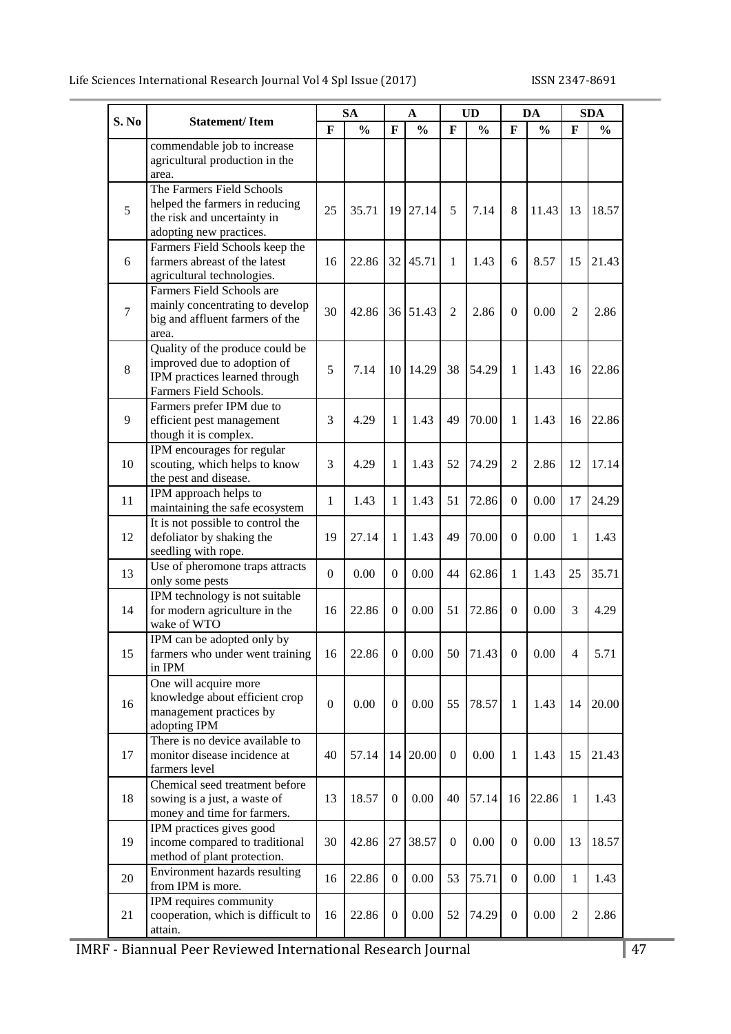| S. No | Statement/ Item | SA | | A | | UD | | DA | | SDA | |
|---|---|---|---|---|---|---|---|---|---|---|---|
| | | F | % | F | % | F | % | F | % | F | % |
| | commendable job to increase agricultural production in the area. | | | | | | | | | | |
| 5 | The Farmers Field Schools helped the farmers in reducing the risk and uncertainty in adopting new practices. | 25 | 35.71 | 19 | 27.14 | 5 | 7.14 | 8 | 11.43 | 13 | 18.57 |
| 6 | Farmers Field Schools keep the farmers abreast of the latest agricultural technologies. | 16 | 22.86 | 32 | 45.71 | 1 | 1.43 | 6 | 8.57 | 15 | 21.43 |
| 7 | Farmers Field Schools are mainly concentrating to develop big and affluent farmers of the area. | 30 | 42.86 | 36 | 51.43 | 2 | 2.86 | 0 | 0.00 | 2 | 2.86 |
| 8 | Quality of the produce could be improved due to adoption of IPM practices learned through Farmers Field Schools. | 5 | 7.14 | 10 | 14.29 | 38 | 54.29 | 1 | 1.43 | 16 | 22.86 |
| 9 | Farmers prefer IPM due to efficient pest management though it is complex. | 3 | 4.29 | 1 | 1.43 | 49 | 70.00 | 1 | 1.43 | 16 | 22.86 |
| 10 | IPM encourages for regular scouting, which helps to know the pest and disease. | 3 | 4.29 | 1 | 1.43 | 52 | 74.29 | 2 | 2.86 | 12 | 17.14 |
| 11 | IPM approach helps to maintaining the safe ecosystem | 1 | 1.43 | 1 | 1.43 | 51 | 72.86 | 0 | 0.00 | 17 | 24.29 |
| 12 | It is not possible to control the defoliator by shaking the seedling with rope. | 19 | 27.14 | 1 | 1.43 | 49 | 70.00 | 0 | 0.00 | 1 | 1.43 |
| 13 | Use of pheromone traps attracts only some pests | 0 | 0.00 | 0 | 0.00 | 44 | 62.86 | 1 | 1.43 | 25 | 35.71 |
| 14 | IPM technology is not suitable for modern agriculture in the wake of WTO | 16 | 22.86 | 0 | 0.00 | 51 | 72.86 | 0 | 0.00 | 3 | 4.29 |
| 15 | IPM can be adopted only by farmers who under went training in IPM | 16 | 22.86 | 0 | 0.00 | 50 | 71.43 | 0 | 0.00 | 4 | 5.71 |
| 16 | One will acquire more knowledge about efficient crop management practices by adopting IPM | 0 | 0.00 | 0 | 0.00 | 55 | 78.57 | 1 | 1.43 | 14 | 20.00 |
| 17 | There is no device available to monitor disease incidence at farmers level | 40 | 57.14 | 14 | 20.00 | 0 | 0.00 | 1 | 1.43 | 15 | 21.43 |
| 18 | Chemical seed treatment before sowing is a just, a waste of money and time for farmers. | 13 | 18.57 | 0 | 0.00 | 40 | 57.14 | 16 | 22.86 | 1 | 1.43 |
| 19 | IPM practices gives good income compared to traditional method of plant protection. | 30 | 42.86 | 27 | 38.57 | 0 | 0.00 | 0 | 0.00 | 13 | 18.57 |
| 20 | Environment hazards resulting from IPM is more. | 16 | 22.86 | 0 | 0.00 | 53 | 75.71 | 0 | 0.00 | 1 | 1.43 |
| 21 | IPM requires community cooperation, which is difficult to attain. | 16 | 22.86 | 0 | 0.00 | 52 | 74.29 | 0 | 0.00 | 2 | 2.86 |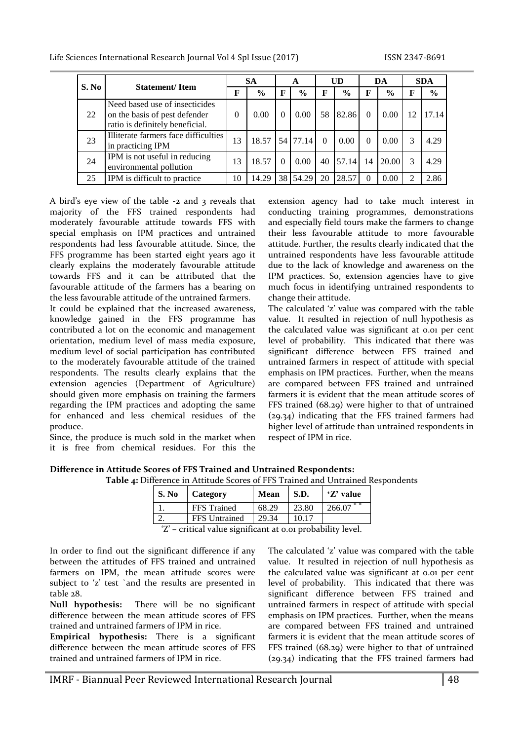| S. No | Statement/ Item | SA | | A | | UD | | DA | | SDA | |
|---|---|---|---|---|---|---|---|---|---|---|---|
| | | F | % | F | % | F | % | F | % | F | % |
| 22 | Need based use of insecticides on the basis of pest defender ratio is definitely beneficial. | 0 | 0.00 | 0 | 0.00 | 58 | 82.86 | 0 | 0.00 | 12 | 17.14 |
| 23 | Illiterate farmers face difficulties in practicing IPM | 13 | 18.57 | 54 | 77.14 | 0 | 0.00 | 0 | 0.00 | 3 | 4.29 |
| 24 | IPM is not useful in reducing environmental pollution | 13 | 18.57 | 0 | 0.00 | 40 | 57.14 | 14 | 20.00 | 3 | 4.29 |
| 25 | IPM is difficult to practice | 10 | 14.29 | 38 | 54.29 | 20 | 28.57 | 0 | 0.00 | 2 | 2.86 |

A bird's eye view of the table -2 and 3 reveals that majority of the FFS trained respondents had moderately favourable attitude towards FFS with special emphasis on IPM practices and untrained respondents had less favourable attitude. Since, the FFS programme has been started eight years ago it clearly explains the moderately favourable attitude towards FFS and it can be attributed that the favourable attitude of the farmers has a bearing on the less favourable attitude of the untrained farmers.

It could be explained that the increased awareness, knowledge gained in the FFS programme has contributed a lot on the economic and management orientation, medium level of mass media exposure, medium level of social participation has contributed to the moderately favourable attitude of the trained respondents. The results clearly explains that the extension agencies (Department of Agriculture) should given more emphasis on training the farmers regarding the IPM practices and adopting the same for enhanced and less chemical residues of the produce.

Since, the produce is much sold in the market when it is free from chemical residues. For this the extension agency had to take much interest in conducting training programmes, demonstrations and especially field tours make the farmers to change their less favourable attitude to more favourable attitude. Further, the results clearly indicated that the untrained respondents have less favourable attitude due to the lack of knowledge and awareness on the IPM practices. So, extension agencies have to give much focus in identifying untrained respondents to change their attitude.

The calculated 'z' value was compared with the table value. It resulted in rejection of null hypothesis as the calculated value was significant at 0.01 per cent level of probability. This indicated that there was significant difference between FFS trained and untrained farmers in respect of attitude with special emphasis on IPM practices. Further, when the means are compared between FFS trained and untrained farmers it is evident that the mean attitude scores of FFS trained (68.29) were higher to that of untrained (29.34) indicating that the FFS trained farmers had higher level of attitude than untrained respondents in respect of IPM in rice.

**Difference in Attitude Scores of FFS Trained and Untrained Respondents:**

**Table 4:** Difference in Attitude Scores of FFS Trained and Untrained Respondents

| S. No | Category | Mean | S.D. | 'Z' value |
|---|---|---|---|---|
| 1. | FFS Trained | 68.29 | 23.80 | 266.07 ** |
| 2. | FFS Untrained | 29.34 | 10.17 | |

'Z' – critical value significant at 0.01 probability level.

In order to find out the significant difference if any between the attitudes of FFS trained and untrained farmers on IPM, the mean attitude scores were subject to 'z' test `and the results are presented in table 28.

**Null hypothesis:** There will be no significant difference between the mean attitude scores of FFS trained and untrained farmers of IPM in rice.

**Empirical hypothesis:** There is a significant difference between the mean attitude scores of FFS trained and untrained farmers of IPM in rice.

The calculated 'z' value was compared with the table value. It resulted in rejection of null hypothesis as the calculated value was significant at 0.01 per cent level of probability. This indicated that there was significant difference between FFS trained and untrained farmers in respect of attitude with special emphasis on IPM practices. Further, when the means are compared between FFS trained and untrained farmers it is evident that the mean attitude scores of FFS trained (68.29) were higher to that of untrained (29.34) indicating that the FFS trained farmers had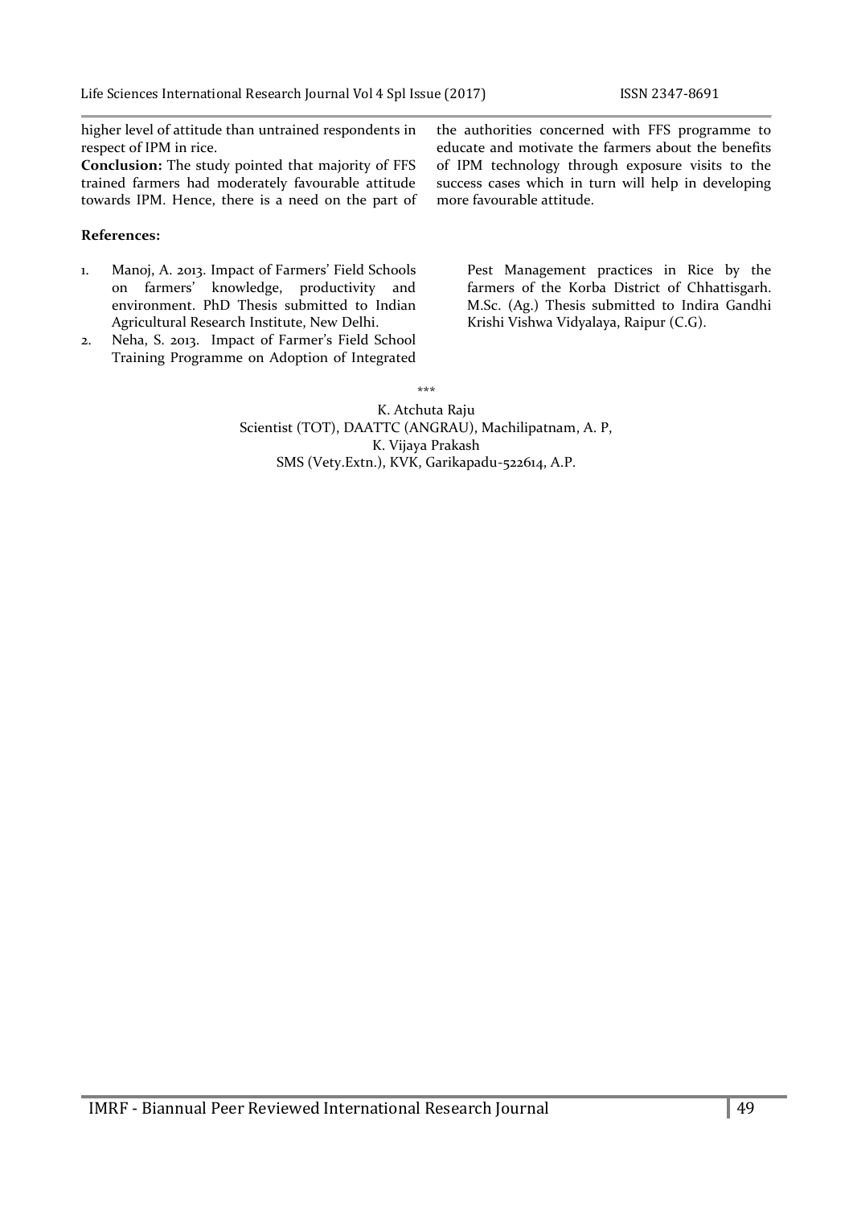higher level of attitude than untrained respondents in respect of IPM in rice.

**Conclusion:** The study pointed that majority of FFS trained farmers had moderately favourable attitude towards IPM. Hence, there is a need on the part of the authorities concerned with FFS programme to educate and motivate the farmers about the benefits of IPM technology through exposure visits to the success cases which in turn will help in developing more favourable attitude.

**References:**

1. Manoj, A. 2013. Impact of Farmers' Field Schools on farmers' knowledge, productivity and environment. PhD Thesis submitted to Indian Agricultural Research Institute, New Delhi.
2. Neha, S. 2013. Impact of Farmer's Field School Training Programme on Adoption of Integrated Pest Management practices in Rice by the farmers of the Korba District of Chhattisgarh. M.Sc. (Ag.) Thesis submitted to Indira Gandhi Krishi Vishwa Vidyalaya, Raipur (C.G).

\*\*\*

K. Atchuta Raju
Scientist (TOT), DAATTC (ANGRAU), Machilipatnam, A. P,
K. Vijaya Prakash
SMS (Vety.Extn.), KVK, Garikapadu-522614, A.P.